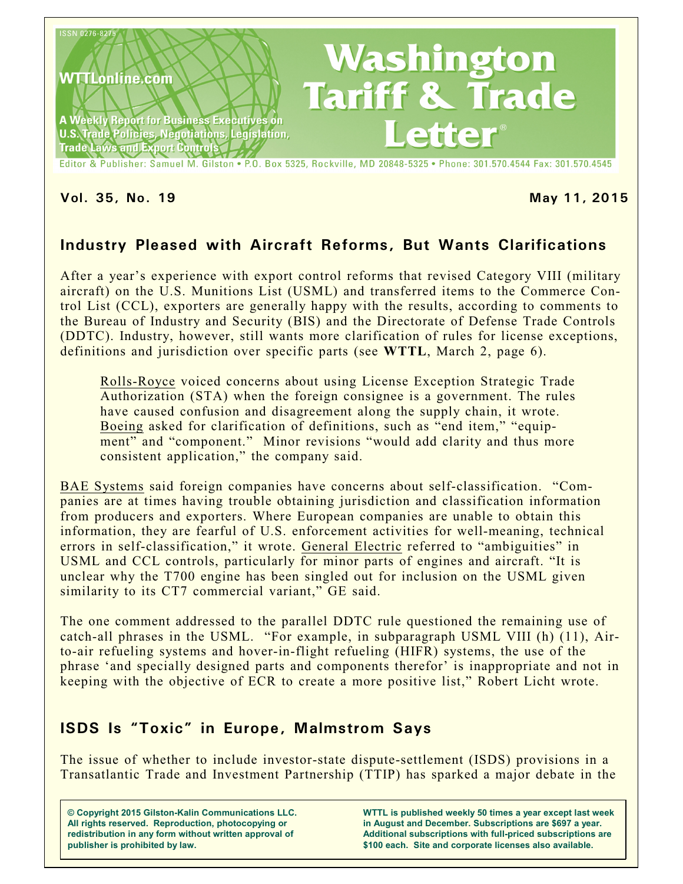ISSN 0276-8275

WTTLonline.com

A Weekly Report for Business Executives on U.S. Trade Policies, Negotiations, Legislation, Trade Laws and Export Controls

# Washington Tariff & Trade Letter®

Editor & Publisher: Samuel M. Gilston • P.O. Box 5325, Rockville, MD 20848-5325 • Phone: 301.570.4544 Fax: 301.570.4545

**Vol. 35, No. 19** **May 11, 2015**

## Industry Pleased with Aircraft Reforms, But Wants Clarifications

After a year's experience with export control reforms that revised Category VIII (military aircraft) on the U.S. Munitions List (USML) and transferred items to the Commerce Control List (CCL), exporters are generally happy with the results, according to comments to the Bureau of Industry and Security (BIS) and the Directorate of Defense Trade Controls (DDTC). Industry, however, still wants more clarification of rules for license exceptions, definitions and jurisdiction over specific parts (see **WTTL**, March 2, page 6).

> Rolls-Royce voiced concerns about using License Exception Strategic Trade Authorization (STA) when the foreign consignee is a government. The rules have caused confusion and disagreement along the supply chain, it wrote. Boeing asked for clarification of definitions, such as "end item," "equipment" and "component." Minor revisions "would add clarity and thus more consistent application," the company said.

BAE Systems said foreign companies have concerns about self-classification. "Companies are at times having trouble obtaining jurisdiction and classification information from producers and exporters. Where European companies are unable to obtain this information, they are fearful of U.S. enforcement activities for well-meaning, technical errors in self-classification," it wrote. General Electric referred to "ambiguities" in USML and CCL controls, particularly for minor parts of engines and aircraft. "It is unclear why the T700 engine has been singled out for inclusion on the USML given similarity to its CT7 commercial variant," GE said.

The one comment addressed to the parallel DDTC rule questioned the remaining use of catch-all phrases in the USML. "For example, in subparagraph USML VIII (h) (11), Air-to-air refueling systems and hover-in-flight refueling (HIFR) systems, the use of the phrase 'and specially designed parts and components therefor' is inappropriate and not in keeping with the objective of ECR to create a more positive list," Robert Licht wrote.

## ISDS Is "Toxic" in Europe, Malmstrom Says

The issue of whether to include investor-state dispute-settlement (ISDS) provisions in a Transatlantic Trade and Investment Partnership (TTIP) has sparked a major debate in the

**© Copyright 2015 Gilston-Kalin Communications LLC. All rights reserved. Reproduction, photocopying or redistribution in any form without written approval of publisher is prohibited by law.**

**WTTL is published weekly 50 times a year except last week in August and December. Subscriptions are $697 a year. Additional subscriptions with full-priced subscriptions are $100 each. Site and corporate licenses also available.**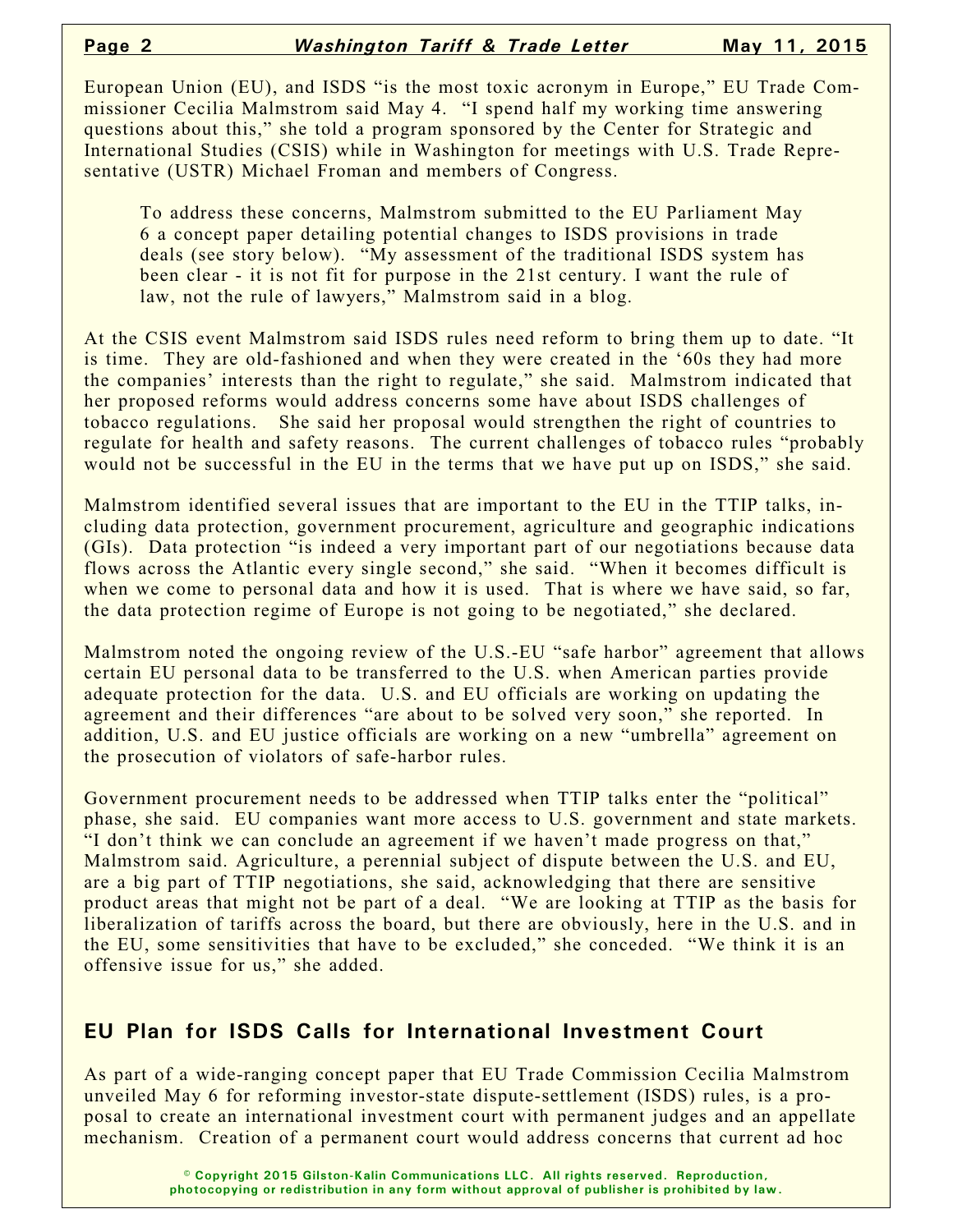European Union (EU), and ISDS "is the most toxic acronym in Europe," EU Trade Commissioner Cecilia Malmstrom said May 4. "I spend half my working time answering questions about this," she told a program sponsored by the Center for Strategic and International Studies (CSIS) while in Washington for meetings with U.S. Trade Representative (USTR) Michael Froman and members of Congress.

> To address these concerns, Malmstrom submitted to the EU Parliament May 6 a concept paper detailing potential changes to ISDS provisions in trade deals (see story below). "My assessment of the traditional ISDS system has been clear - it is not fit for purpose in the 21st century. I want the rule of law, not the rule of lawyers," Malmstrom said in a blog.

At the CSIS event Malmstrom said ISDS rules need reform to bring them up to date. "It is time. They are old-fashioned and when they were created in the '60s they had more the companies' interests than the right to regulate," she said. Malmstrom indicated that her proposed reforms would address concerns some have about ISDS challenges of tobacco regulations. She said her proposal would strengthen the right of countries to regulate for health and safety reasons. The current challenges of tobacco rules "probably would not be successful in the EU in the terms that we have put up on ISDS," she said.

Malmstrom identified several issues that are important to the EU in the TTIP talks, including data protection, government procurement, agriculture and geographic indications (GIs). Data protection "is indeed a very important part of our negotiations because data flows across the Atlantic every single second," she said. "When it becomes difficult is when we come to personal data and how it is used. That is where we have said, so far, the data protection regime of Europe is not going to be negotiated," she declared.

Malmstrom noted the ongoing review of the U.S.-EU "safe harbor" agreement that allows certain EU personal data to be transferred to the U.S. when American parties provide adequate protection for the data. U.S. and EU officials are working on updating the agreement and their differences "are about to be solved very soon," she reported. In addition, U.S. and EU justice officials are working on a new "umbrella" agreement on the prosecution of violators of safe-harbor rules.

Government procurement needs to be addressed when TTIP talks enter the "political" phase, she said. EU companies want more access to U.S. government and state markets. "I don't think we can conclude an agreement if we haven't made progress on that," Malmstrom said. Agriculture, a perennial subject of dispute between the U.S. and EU, are a big part of TTIP negotiations, she said, acknowledging that there are sensitive product areas that might not be part of a deal. "We are looking at TTIP as the basis for liberalization of tariffs across the board, but there are obviously, here in the U.S. and in the EU, some sensitivities that have to be excluded," she conceded. "We think it is an offensive issue for us," she added.

## EU Plan for ISDS Calls for International Investment Court

As part of a wide-ranging concept paper that EU Trade Commission Cecilia Malmstrom unveiled May 6 for reforming investor-state dispute-settlement (ISDS) rules, is a proposal to create an international investment court with permanent judges and an appellate mechanism. Creation of a permanent court would address concerns that current ad hoc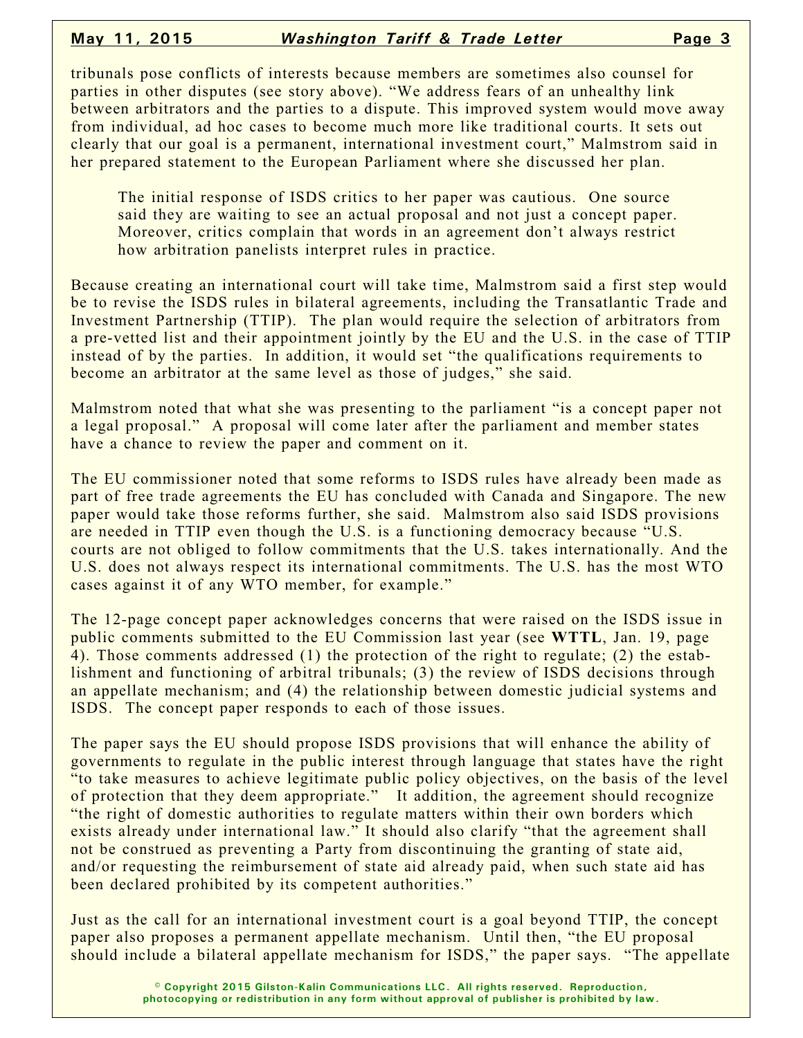tribunals pose conflicts of interests because members are sometimes also counsel for parties in other disputes (see story above). "We address fears of an unhealthy link between arbitrators and the parties to a dispute. This improved system would move away from individual, ad hoc cases to become much more like traditional courts. It sets out clearly that our goal is a permanent, international investment court," Malmstrom said in her prepared statement to the European Parliament where she discussed her plan.

> The initial response of ISDS critics to her paper was cautious. One source said they are waiting to see an actual proposal and not just a concept paper. Moreover, critics complain that words in an agreement don't always restrict how arbitration panelists interpret rules in practice.

Because creating an international court will take time, Malmstrom said a first step would be to revise the ISDS rules in bilateral agreements, including the Transatlantic Trade and Investment Partnership (TTIP). The plan would require the selection of arbitrators from a pre-vetted list and their appointment jointly by the EU and the U.S. in the case of TTIP instead of by the parties. In addition, it would set "the qualifications requirements to become an arbitrator at the same level as those of judges," she said.

Malmstrom noted that what she was presenting to the parliament "is a concept paper not a legal proposal." A proposal will come later after the parliament and member states have a chance to review the paper and comment on it.

The EU commissioner noted that some reforms to ISDS rules have already been made as part of free trade agreements the EU has concluded with Canada and Singapore. The new paper would take those reforms further, she said. Malmstrom also said ISDS provisions are needed in TTIP even though the U.S. is a functioning democracy because "U.S. courts are not obliged to follow commitments that the U.S. takes internationally. And the U.S. does not always respect its international commitments. The U.S. has the most WTO cases against it of any WTO member, for example."

The 12-page concept paper acknowledges concerns that were raised on the ISDS issue in public comments submitted to the EU Commission last year (see **WTTL**, Jan. 19, page 4). Those comments addressed (1) the protection of the right to regulate; (2) the establishment and functioning of arbitral tribunals; (3) the review of ISDS decisions through an appellate mechanism; and (4) the relationship between domestic judicial systems and ISDS. The concept paper responds to each of those issues.

The paper says the EU should propose ISDS provisions that will enhance the ability of governments to regulate in the public interest through language that states have the right "to take measures to achieve legitimate public policy objectives, on the basis of the level of protection that they deem appropriate." It addition, the agreement should recognize "the right of domestic authorities to regulate matters within their own borders which exists already under international law." It should also clarify "that the agreement shall not be construed as preventing a Party from discontinuing the granting of state aid, and/or requesting the reimbursement of state aid already paid, when such state aid has been declared prohibited by its competent authorities."

Just as the call for an international investment court is a goal beyond TTIP, the concept paper also proposes a permanent appellate mechanism. Until then, "the EU proposal should include a bilateral appellate mechanism for ISDS," the paper says. "The appellate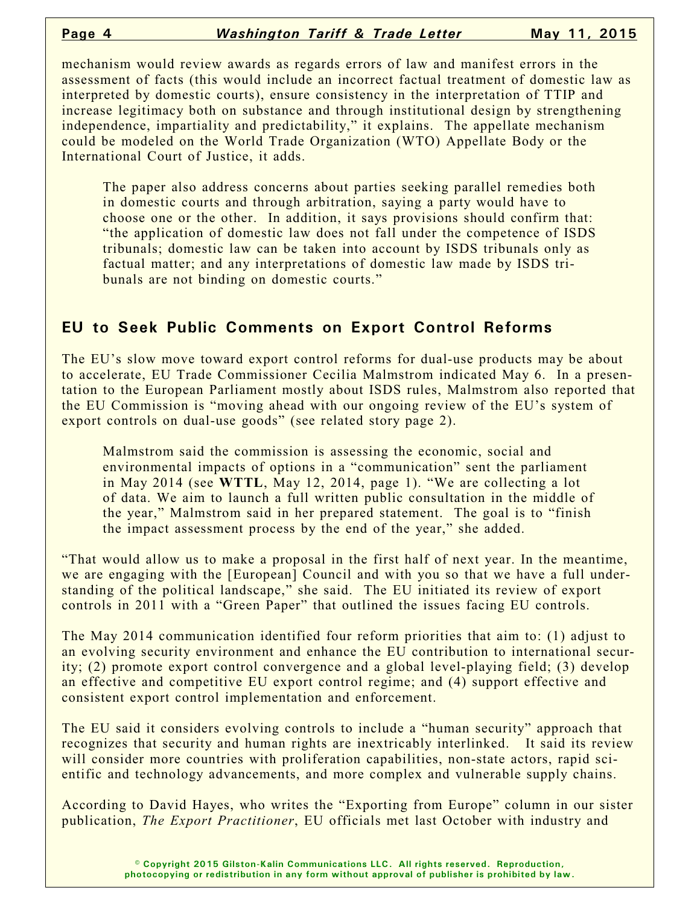mechanism would review awards as regards errors of law and manifest errors in the assessment of facts (this would include an incorrect factual treatment of domestic law as interpreted by domestic courts), ensure consistency in the interpretation of TTIP and increase legitimacy both on substance and through institutional design by strengthening independence, impartiality and predictability," it explains. The appellate mechanism could be modeled on the World Trade Organization (WTO) Appellate Body or the International Court of Justice, it adds.

The paper also address concerns about parties seeking parallel remedies both in domestic courts and through arbitration, saying a party would have to choose one or the other. In addition, it says provisions should confirm that: "the application of domestic law does not fall under the competence of ISDS tribunals; domestic law can be taken into account by ISDS tribunals only as factual matter; and any interpretations of domestic law made by ISDS tribunals are not binding on domestic courts."

## EU to Seek Public Comments on Export Control Reforms

The EU's slow move toward export control reforms for dual-use products may be about to accelerate, EU Trade Commissioner Cecilia Malmstrom indicated May 6. In a presentation to the European Parliament mostly about ISDS rules, Malmstrom also reported that the EU Commission is "moving ahead with our ongoing review of the EU's system of export controls on dual-use goods" (see related story page 2).

Malmstrom said the commission is assessing the economic, social and environmental impacts of options in a "communication" sent the parliament in May 2014 (see **WTTL**, May 12, 2014, page 1). "We are collecting a lot of data. We aim to launch a full written public consultation in the middle of the year," Malmstrom said in her prepared statement. The goal is to "finish the impact assessment process by the end of the year," she added.

"That would allow us to make a proposal in the first half of next year. In the meantime, we are engaging with the [European] Council and with you so that we have a full understanding of the political landscape," she said. The EU initiated its review of export controls in 2011 with a "Green Paper" that outlined the issues facing EU controls.

The May 2014 communication identified four reform priorities that aim to: (1) adjust to an evolving security environment and enhance the EU contribution to international security; (2) promote export control convergence and a global level-playing field; (3) develop an effective and competitive EU export control regime; and (4) support effective and consistent export control implementation and enforcement.

The EU said it considers evolving controls to include a "human security" approach that recognizes that security and human rights are inextricably interlinked. It said its review will consider more countries with proliferation capabilities, non-state actors, rapid scientific and technology advancements, and more complex and vulnerable supply chains.

According to David Hayes, who writes the "Exporting from Europe" column in our sister publication, *The Export Practitioner*, EU officials met last October with industry and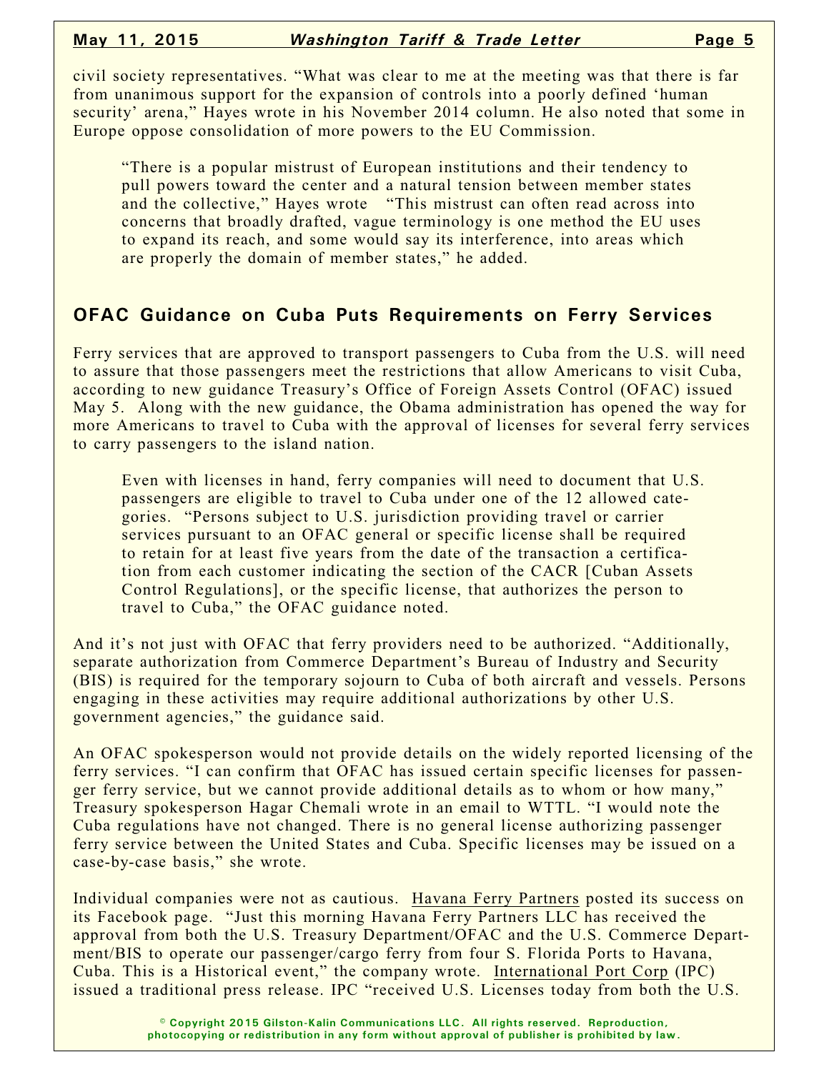civil society representatives. "What was clear to me at the meeting was that there is far from unanimous support for the expansion of controls into a poorly defined 'human security' arena," Hayes wrote in his November 2014 column. He also noted that some in Europe oppose consolidation of more powers to the EU Commission.

> "There is a popular mistrust of European institutions and their tendency to pull powers toward the center and a natural tension between member states and the collective," Hayes wrote "This mistrust can often read across into concerns that broadly drafted, vague terminology is one method the EU uses to expand its reach, and some would say its interference, into areas which are properly the domain of member states," he added.

## OFAC Guidance on Cuba Puts Requirements on Ferry Services

Ferry services that are approved to transport passengers to Cuba from the U.S. will need to assure that those passengers meet the restrictions that allow Americans to visit Cuba, according to new guidance Treasury's Office of Foreign Assets Control (OFAC) issued May 5. Along with the new guidance, the Obama administration has opened the way for more Americans to travel to Cuba with the approval of licenses for several ferry services to carry passengers to the island nation.

> Even with licenses in hand, ferry companies will need to document that U.S. passengers are eligible to travel to Cuba under one of the 12 allowed categories. "Persons subject to U.S. jurisdiction providing travel or carrier services pursuant to an OFAC general or specific license shall be required to retain for at least five years from the date of the transaction a certification from each customer indicating the section of the CACR [Cuban Assets Control Regulations], or the specific license, that authorizes the person to travel to Cuba," the OFAC guidance noted.

And it's not just with OFAC that ferry providers need to be authorized. "Additionally, separate authorization from Commerce Department's Bureau of Industry and Security (BIS) is required for the temporary sojourn to Cuba of both aircraft and vessels. Persons engaging in these activities may require additional authorizations by other U.S. government agencies," the guidance said.

An OFAC spokesperson would not provide details on the widely reported licensing of the ferry services. "I can confirm that OFAC has issued certain specific licenses for passenger ferry service, but we cannot provide additional details as to whom or how many," Treasury spokesperson Hagar Chemali wrote in an email to WTTL. "I would note the Cuba regulations have not changed. There is no general license authorizing passenger ferry service between the United States and Cuba. Specific licenses may be issued on a case-by-case basis," she wrote.

Individual companies were not as cautious. Havana Ferry Partners posted its success on its Facebook page. "Just this morning Havana Ferry Partners LLC has received the approval from both the U.S. Treasury Department/OFAC and the U.S. Commerce Department/BIS to operate our passenger/cargo ferry from four S. Florida Ports to Havana, Cuba. This is a Historical event," the company wrote. International Port Corp (IPC) issued a traditional press release. IPC "received U.S. Licenses today from both the U.S.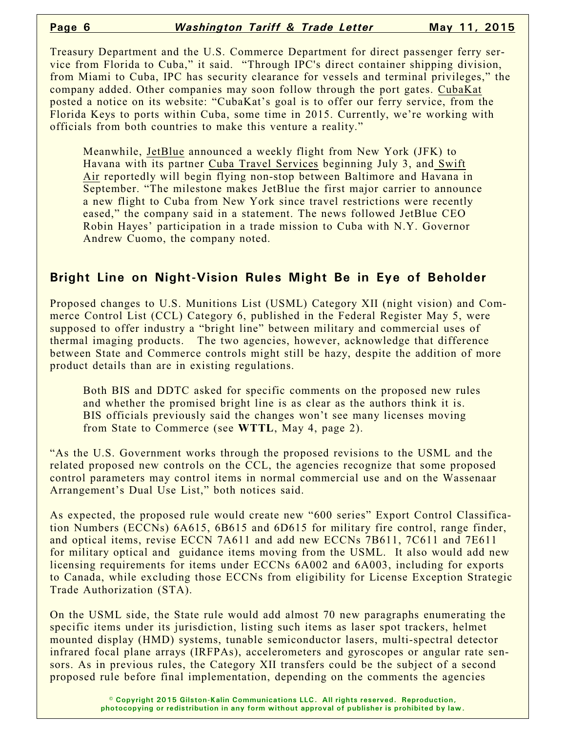Treasury Department and the U.S. Commerce Department for direct passenger ferry service from Florida to Cuba," it said. "Through IPC's direct container shipping division, from Miami to Cuba, IPC has security clearance for vessels and terminal privileges," the company added. Other companies may soon follow through the port gates. CubaKat posted a notice on its website: "CubaKat's goal is to offer our ferry service, from the Florida Keys to ports within Cuba, some time in 2015. Currently, we're working with officials from both countries to make this venture a reality."

Meanwhile, JetBlue announced a weekly flight from New York (JFK) to Havana with its partner Cuba Travel Services beginning July 3, and Swift Air reportedly will begin flying non-stop between Baltimore and Havana in September. "The milestone makes JetBlue the first major carrier to announce a new flight to Cuba from New York since travel restrictions were recently eased," the company said in a statement. The news followed JetBlue CEO Robin Hayes' participation in a trade mission to Cuba with N.Y. Governor Andrew Cuomo, the company noted.

## Bright Line on Night-Vision Rules Might Be in Eye of Beholder

Proposed changes to U.S. Munitions List (USML) Category XII (night vision) and Commerce Control List (CCL) Category 6, published in the Federal Register May 5, were supposed to offer industry a "bright line" between military and commercial uses of thermal imaging products. The two agencies, however, acknowledge that difference between State and Commerce controls might still be hazy, despite the addition of more product details than are in existing regulations.

Both BIS and DDTC asked for specific comments on the proposed new rules and whether the promised bright line is as clear as the authors think it is. BIS officials previously said the changes won't see many licenses moving from State to Commerce (see **WTTL**, May 4, page 2).

"As the U.S. Government works through the proposed revisions to the USML and the related proposed new controls on the CCL, the agencies recognize that some proposed control parameters may control items in normal commercial use and on the Wassenaar Arrangement's Dual Use List," both notices said.

As expected, the proposed rule would create new "600 series" Export Control Classification Numbers (ECCNs) 6A615, 6B615 and 6D615 for military fire control, range finder, and optical items, revise ECCN 7A611 and add new ECCNs 7B611, 7C611 and 7E611 for military optical and guidance items moving from the USML. It also would add new licensing requirements for items under ECCNs 6A002 and 6A003, including for exports to Canada, while excluding those ECCNs from eligibility for License Exception Strategic Trade Authorization (STA).

On the USML side, the State rule would add almost 70 new paragraphs enumerating the specific items under its jurisdiction, listing such items as laser spot trackers, helmet mounted display (HMD) systems, tunable semiconductor lasers, multi-spectral detector infrared focal plane arrays (IRFPAs), accelerometers and gyroscopes or angular rate sensors. As in previous rules, the Category XII transfers could be the subject of a second proposed rule before final implementation, depending on the comments the agencies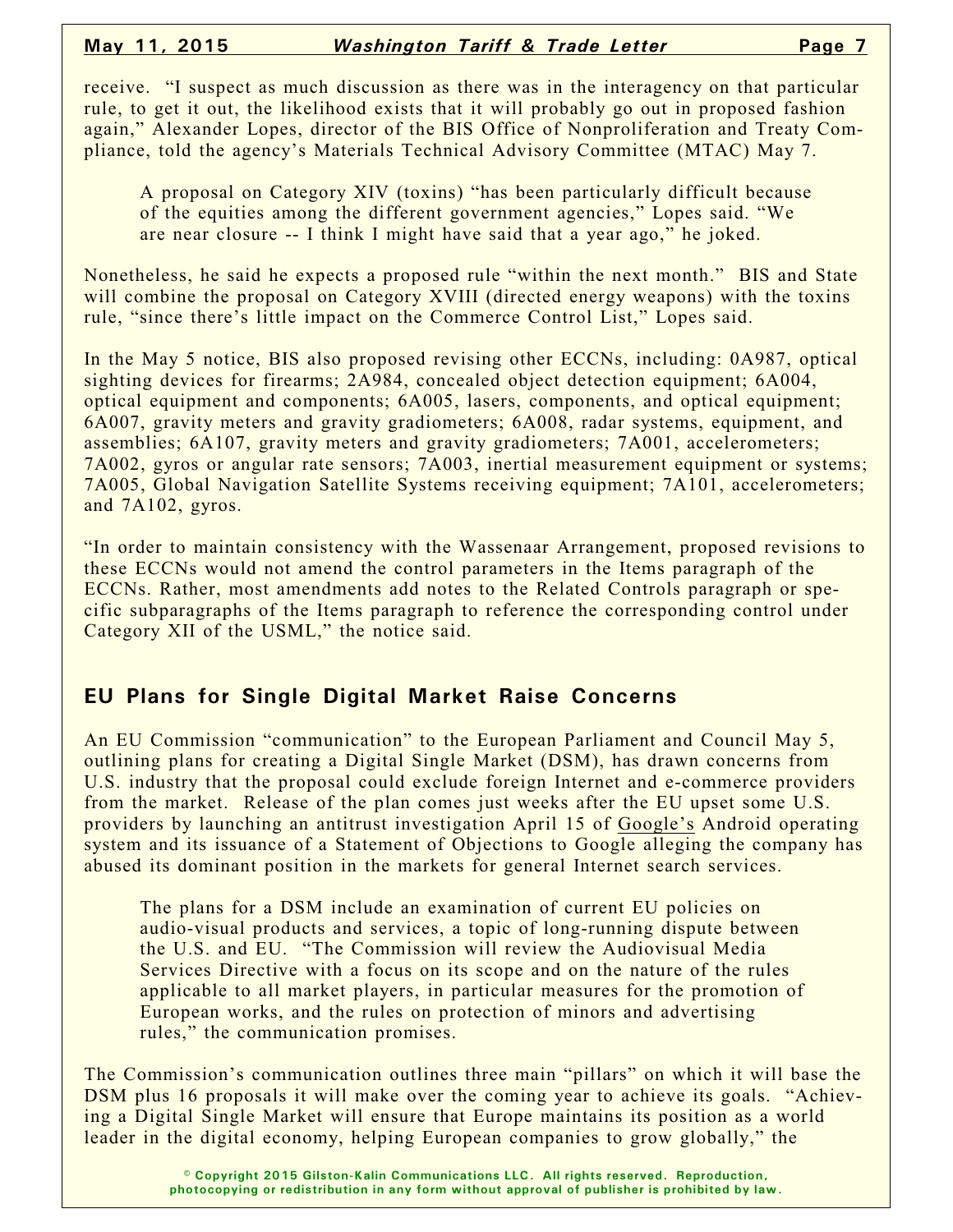receive. "I suspect as much discussion as there was in the interagency on that particular rule, to get it out, the likelihood exists that it will probably go out in proposed fashion again," Alexander Lopes, director of the BIS Office of Nonproliferation and Treaty Compliance, told the agency's Materials Technical Advisory Committee (MTAC) May 7.

> A proposal on Category XIV (toxins) "has been particularly difficult because of the equities among the different government agencies," Lopes said. "We are near closure -- I think I might have said that a year ago," he joked.

Nonetheless, he said he expects a proposed rule "within the next month." BIS and State will combine the proposal on Category XVIII (directed energy weapons) with the toxins rule, "since there's little impact on the Commerce Control List," Lopes said.

In the May 5 notice, BIS also proposed revising other ECCNs, including: 0A987, optical sighting devices for firearms; 2A984, concealed object detection equipment; 6A004, optical equipment and components; 6A005, lasers, components, and optical equipment; 6A007, gravity meters and gravity gradiometers; 6A008, radar systems, equipment, and assemblies; 6A107, gravity meters and gravity gradiometers; 7A001, accelerometers; 7A002, gyros or angular rate sensors; 7A003, inertial measurement equipment or systems; 7A005, Global Navigation Satellite Systems receiving equipment; 7A101, accelerometers; and 7A102, gyros.

"In order to maintain consistency with the Wassenaar Arrangement, proposed revisions to these ECCNs would not amend the control parameters in the Items paragraph of the ECCNs. Rather, most amendments add notes to the Related Controls paragraph or specific subparagraphs of the Items paragraph to reference the corresponding control under Category XII of the USML," the notice said.

## EU Plans for Single Digital Market Raise Concerns

An EU Commission "communication" to the European Parliament and Council May 5, outlining plans for creating a Digital Single Market (DSM), has drawn concerns from U.S. industry that the proposal could exclude foreign Internet and e-commerce providers from the market. Release of the plan comes just weeks after the EU upset some U.S. providers by launching an antitrust investigation April 15 of Google's Android operating system and its issuance of a Statement of Objections to Google alleging the company has abused its dominant position in the markets for general Internet search services.

> The plans for a DSM include an examination of current EU policies on audio-visual products and services, a topic of long-running dispute between the U.S. and EU. "The Commission will review the Audiovisual Media Services Directive with a focus on its scope and on the nature of the rules applicable to all market players, in particular measures for the promotion of European works, and the rules on protection of minors and advertising rules," the communication promises.

The Commission's communication outlines three main "pillars" on which it will base the DSM plus 16 proposals it will make over the coming year to achieve its goals. "Achieving a Digital Single Market will ensure that Europe maintains its position as a world leader in the digital economy, helping European companies to grow globally," the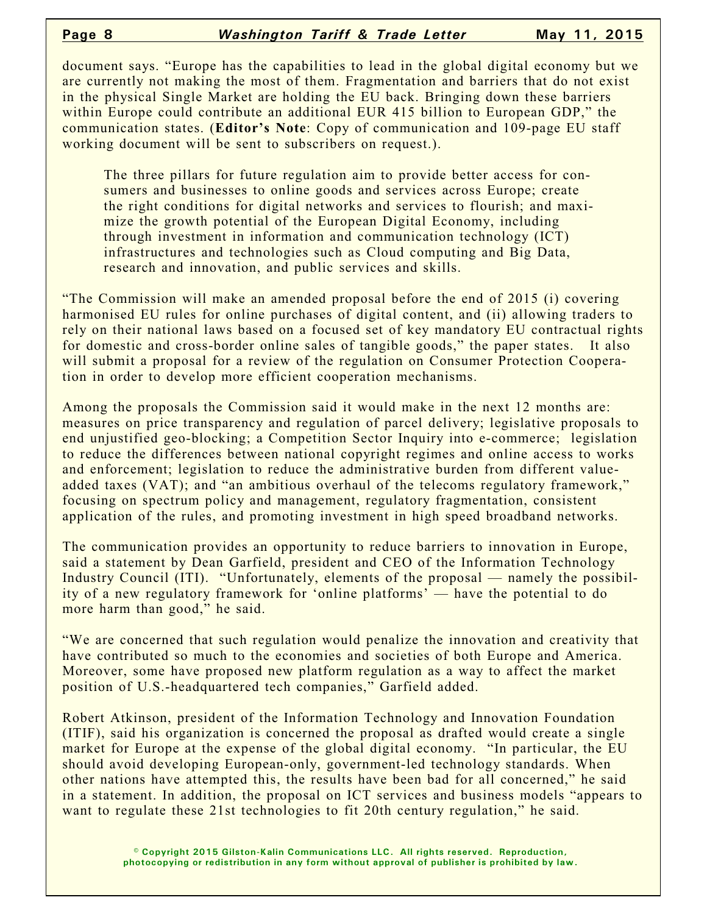document says. "Europe has the capabilities to lead in the global digital economy but we are currently not making the most of them. Fragmentation and barriers that do not exist in the physical Single Market are holding the EU back. Bringing down these barriers within Europe could contribute an additional EUR 415 billion to European GDP," the communication states. (**Editor's Note**: Copy of communication and 109-page EU staff working document will be sent to subscribers on request.).

> The three pillars for future regulation aim to provide better access for consumers and businesses to online goods and services across Europe; create the right conditions for digital networks and services to flourish; and maximize the growth potential of the European Digital Economy, including through investment in information and communication technology (ICT) infrastructures and technologies such as Cloud computing and Big Data, research and innovation, and public services and skills.

"The Commission will make an amended proposal before the end of 2015 (i) covering harmonised EU rules for online purchases of digital content, and (ii) allowing traders to rely on their national laws based on a focused set of key mandatory EU contractual rights for domestic and cross-border online sales of tangible goods," the paper states. It also will submit a proposal for a review of the regulation on Consumer Protection Cooperation in order to develop more efficient cooperation mechanisms.

Among the proposals the Commission said it would make in the next 12 months are: measures on price transparency and regulation of parcel delivery; legislative proposals to end unjustified geo-blocking; a Competition Sector Inquiry into e-commerce; legislation to reduce the differences between national copyright regimes and online access to works and enforcement; legislation to reduce the administrative burden from different value-added taxes (VAT); and "an ambitious overhaul of the telecoms regulatory framework," focusing on spectrum policy and management, regulatory fragmentation, consistent application of the rules, and promoting investment in high speed broadband networks.

The communication provides an opportunity to reduce barriers to innovation in Europe, said a statement by Dean Garfield, president and CEO of the Information Technology Industry Council (ITI). "Unfortunately, elements of the proposal — namely the possibility of a new regulatory framework for 'online platforms' — have the potential to do more harm than good," he said.

"We are concerned that such regulation would penalize the innovation and creativity that have contributed so much to the economies and societies of both Europe and America. Moreover, some have proposed new platform regulation as a way to affect the market position of U.S.-headquartered tech companies," Garfield added.

Robert Atkinson, president of the Information Technology and Innovation Foundation (ITIF), said his organization is concerned the proposal as drafted would create a single market for Europe at the expense of the global digital economy. "In particular, the EU should avoid developing European-only, government-led technology standards. When other nations have attempted this, the results have been bad for all concerned," he said in a statement. In addition, the proposal on ICT services and business models "appears to want to regulate these 21st technologies to fit 20th century regulation," he said.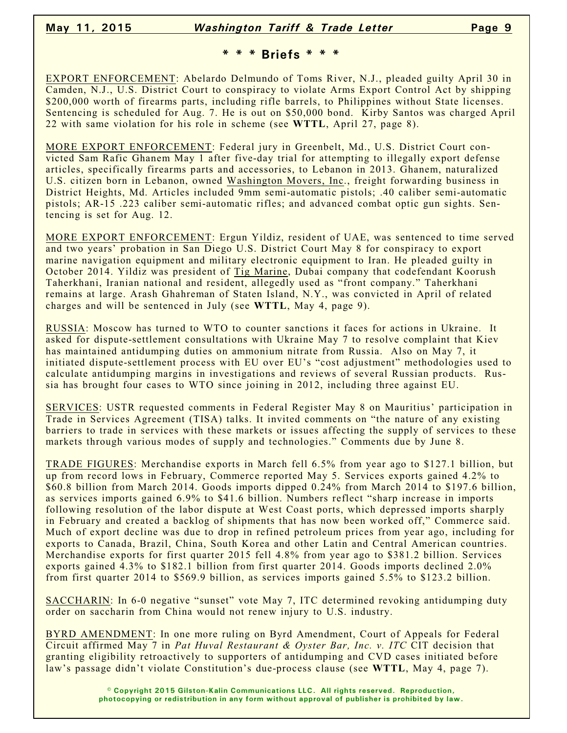## * * * Briefs * * *

EXPORT ENFORCEMENT: Abelardo Delmundo of Toms River, N.J., pleaded guilty April 30 in Camden, N.J., U.S. District Court to conspiracy to violate Arms Export Control Act by shipping $200,000 worth of firearms parts, including rifle barrels, to Philippines without State licenses. Sentencing is scheduled for Aug. 7. He is out on $50,000 bond. Kirby Santos was charged April 22 with same violation for his role in scheme (see **WTTL**, April 27, page 8).

MORE EXPORT ENFORCEMENT: Federal jury in Greenbelt, Md., U.S. District Court convicted Sam Rafic Ghanem May 1 after five-day trial for attempting to illegally export defense articles, specifically firearms parts and accessories, to Lebanon in 2013. Ghanem, naturalized U.S. citizen born in Lebanon, owned Washington Movers, Inc., freight forwarding business in District Heights, Md. Articles included 9mm semi-automatic pistols; .40 caliber semi-automatic pistols; AR-15 .223 caliber semi-automatic rifles; and advanced combat optic gun sights. Sentencing is set for Aug. 12.

MORE EXPORT ENFORCEMENT: Ergun Yildiz, resident of UAE, was sentenced to time served and two years' probation in San Diego U.S. District Court May 8 for conspiracy to export marine navigation equipment and military electronic equipment to Iran. He pleaded guilty in October 2014. Yildiz was president of Tig Marine, Dubai company that codefendant Koorush Taherkhani, Iranian national and resident, allegedly used as "front company." Taherkhani remains at large. Arash Ghahreman of Staten Island, N.Y., was convicted in April of related charges and will be sentenced in July (see **WTTL**, May 4, page 9).

RUSSIA: Moscow has turned to WTO to counter sanctions it faces for actions in Ukraine. It asked for dispute-settlement consultations with Ukraine May 7 to resolve complaint that Kiev has maintained antidumping duties on ammonium nitrate from Russia. Also on May 7, it initiated dispute-settlement process with EU over EU's "cost adjustment" methodologies used to calculate antidumping margins in investigations and reviews of several Russian products. Russia has brought four cases to WTO since joining in 2012, including three against EU.

SERVICES: USTR requested comments in Federal Register May 8 on Mauritius' participation in Trade in Services Agreement (TISA) talks. It invited comments on "the nature of any existing barriers to trade in services with these markets or issues affecting the supply of services to these markets through various modes of supply and technologies." Comments due by June 8.

TRADE FIGURES: Merchandise exports in March fell 6.5% from year ago to $127.1 billion, but up from record lows in February, Commerce reported May 5. Services exports gained 4.2% to $60.8 billion from March 2014. Goods imports dipped 0.24% from March 2014 to $197.6 billion, as services imports gained 6.9% to $41.6 billion. Numbers reflect "sharp increase in imports following resolution of the labor dispute at West Coast ports, which depressed imports sharply in February and created a backlog of shipments that has now been worked off," Commerce said. Much of export decline was due to drop in refined petroleum prices from year ago, including for exports to Canada, Brazil, China, South Korea and other Latin and Central American countries. Merchandise exports for first quarter 2015 fell 4.8% from year ago to $381.2 billion. Services exports gained 4.3% to $182.1 billion from first quarter 2014. Goods imports declined 2.0% from first quarter 2014 to $569.9 billion, as services imports gained 5.5% to $123.2 billion.

SACCHARIN: In 6-0 negative "sunset" vote May 7, ITC determined revoking antidumping duty order on saccharin from China would not renew injury to U.S. industry.

BYRD AMENDMENT: In one more ruling on Byrd Amendment, Court of Appeals for Federal Circuit affirmed May 7 in *Pat Huval Restaurant & Oyster Bar, Inc. v. ITC* CIT decision that granting eligibility retroactively to supporters of antidumping and CVD cases initiated before law's passage didn't violate Constitution's due-process clause (see **WTTL**, May 4, page 7).

© Copyright 2015 Gilston-Kalin Communications LLC. All rights reserved. Reproduction, photocopying or redistribution in any form without approval of publisher is prohibited by law.